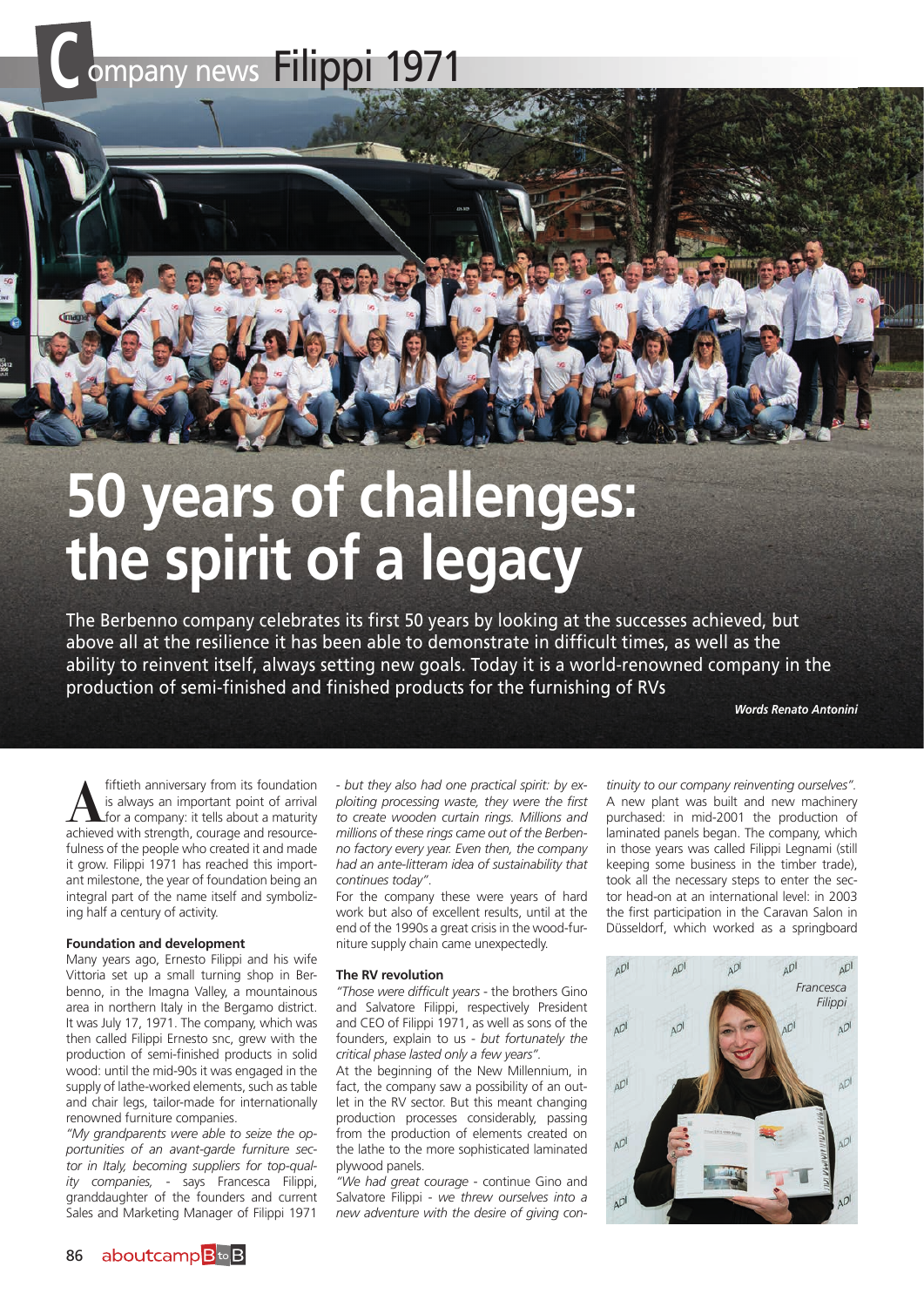# Company news Filippi 1971

# 50 years of challenges: the spirit of a legacy

The Berbenno company celebrates its first 50 years by looking at the successes achieved, but above all at the resilience it has been able to demonstrate in difficult times, as well as the ability to reinvent itself, always setting new goals. Today it is a world-renowned company in the production of semi-finished and finished products for the furnishing of RVs

***Words Renato Antonini***

A fiftieth anniversary from its foundation is always an important point of arrival for a company: it tells about a maturity achieved with strength, courage and resourcefulness of the people who created it and made it grow. Filippi 1971 has reached this important milestone, the year of foundation being an integral part of the name itself and symbolizing half a century of activity.

### Foundation and development

Many years ago, Ernesto Filippi and his wife Vittoria set up a small turning shop in Berbenno, in the Imagna Valley, a mountainous area in northern Italy in the Bergamo district. It was July 17, 1971. The company, which was then called Filippi Ernesto snc, grew with the production of semi-finished products in solid wood: until the mid-90s it was engaged in the supply of lathe-worked elements, such as table and chair legs, tailor-made for internationally renowned furniture companies.

*"My grandparents were able to seize the opportunities of an avant-garde furniture sector in Italy, becoming suppliers for top-quality companies,* - says Francesca Filippi, granddaughter of the founders and current Sales and Marketing Manager of Filippi 1971 *- but they also had one practical spirit: by exploiting processing waste, they were the first to create wooden curtain rings. Millions and millions of these rings came out of the Berbenno factory every year. Even then, the company had an ante-litteram idea of sustainability that continues today"*.

For the company these were years of hard work but also of excellent results, until at the end of the 1990s a great crisis in the wood-furniture supply chain came unexpectedly.

### The RV revolution

*"Those were difficult years* - the brothers Gino and Salvatore Filippi, respectively President and CEO of Filippi 1971, as well as sons of the founders, explain to us - *but fortunately the critical phase lasted only a few years"*.

At the beginning of the New Millennium, in fact, the company saw a possibility of an outlet in the RV sector. But this meant changing production processes considerably, passing from the production of elements created on the lathe to the more sophisticated laminated plywood panels.

*"We had great courage* - continue Gino and Salvatore Filippi - *we threw ourselves into a new adventure with the desire of giving continuity to our company reinventing ourselves"*.

A new plant was built and new machinery purchased: in mid-2001 the production of laminated panels began. The company, which in those years was called Filippi Legnami (still keeping some business in the timber trade), took all the necessary steps to enter the sector head-on at an international level: in 2003 the first participation in the Caravan Salon in Düsseldorf, which worked as a springboard

Francesca Filippi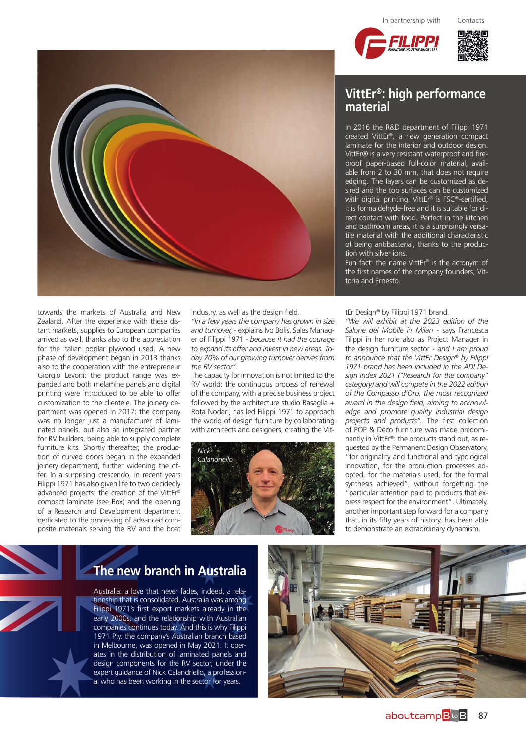In partnership with

Contacts

## VittEr®: high performance material

In 2016 the R&D department of Filippi 1971 created VittEr®, a new generation compact laminate for the interior and outdoor design. VittEr® is a very resistant waterproof and fire-proof paper-based full-color material, available from 2 to 30 mm, that does not require edging. The layers can be customized as desired and the top surfaces can be customized with digital printing. VittEr® is FSC®-certified, it is formaldehyde-free and it is suitable for direct contact with food. Perfect in the kitchen and bathroom areas, it is a surprisingly versatile material with the additional characteristic of being antibacterial, thanks to the production with silver ions.

Fun fact: the name VittEr® is the acronym of the first names of the company founders, Vittoria and Ernesto.

towards the markets of Australia and New Zealand. After the experience with these distant markets, supplies to European companies arrived as well, thanks also to the appreciation for the Italian poplar plywood used. A new phase of development began in 2013 thanks also to the cooperation with the entrepreneur Giorgio Levoni: the product range was expanded and both melamine panels and digital printing were introduced to be able to offer customization to the clientele. The joinery department was opened in 2017: the company was no longer just a manufacturer of laminated panels, but also an integrated partner for RV builders, being able to supply complete furniture kits. Shortly thereafter, the production of curved doors began in the expanded joinery department, further widening the offer. In a surprising crescendo, in recent years Filippi 1971 has also given life to two decidedly advanced projects: the creation of the VittEr® compact laminate (see Box) and the opening of a Research and Development department dedicated to the processing of advanced composite materials serving the RV and the boat industry, as well as the design field.

*"In a few years the company has grown in size and turnover,* - explains Ivo Bolis, Sales Manager of Filippi 1971 - *because it had the courage to expand its offer and invest in new areas. Today 70% of our growing turnover derives from the RV sector".*

The capacity for innovation is not limited to the RV world: the continuous process of renewal of the company, with a precise business project followed by the architecture studio Basaglia + Rota Nodari, has led Filippi 1971 to approach the world of design furniture by collaborating with architects and designers, creating the VittEr Design® by Filippi 1971 brand.

*"We will exhibit at the 2023 edition of the Salone del Mobile in Milan* - says Francesca Filippi in her role also as Project Manager in the design furniture sector - *and I am proud to announce that the VittEr Design® by Filippi 1971 brand has been included in the ADI Design Index 2021 ("Research for the company" category) and will compete in the 2022 edition of the Compasso d'Oro, the most recognized award in the design field, aiming to acknowledge and promote quality industrial design projects and products".* The first collection of POP & Déco furniture was made predominantly in VittEr®: the products stand out, as requested by the Permanent Design Observatory, "for originality and functional and typological innovation, for the production processes adopted, for the materials used, for the formal synthesis achieved", without forgetting the "particular attention paid to products that express respect for the environment". Ultimately, another important step forward for a company that, in its fifty years of history, has been able to demonstrate an extraordinary dynamism.

*Nick Calandriello*

## The new branch in Australia

Australia: a love that never fades, indeed, a relationship that is consolidated. Australia was among Filippi 1971's first export markets already in the early 2000s, and the relationship with Australian companies continues today. And this is why Filippi 1971 Pty, the company's Australian branch based in Melbourne, was opened in May 2021. It operates in the distribution of laminated panels and design components for the RV sector, under the expert guidance of Nick Calandriello, a professional who has been working in the sector for years.